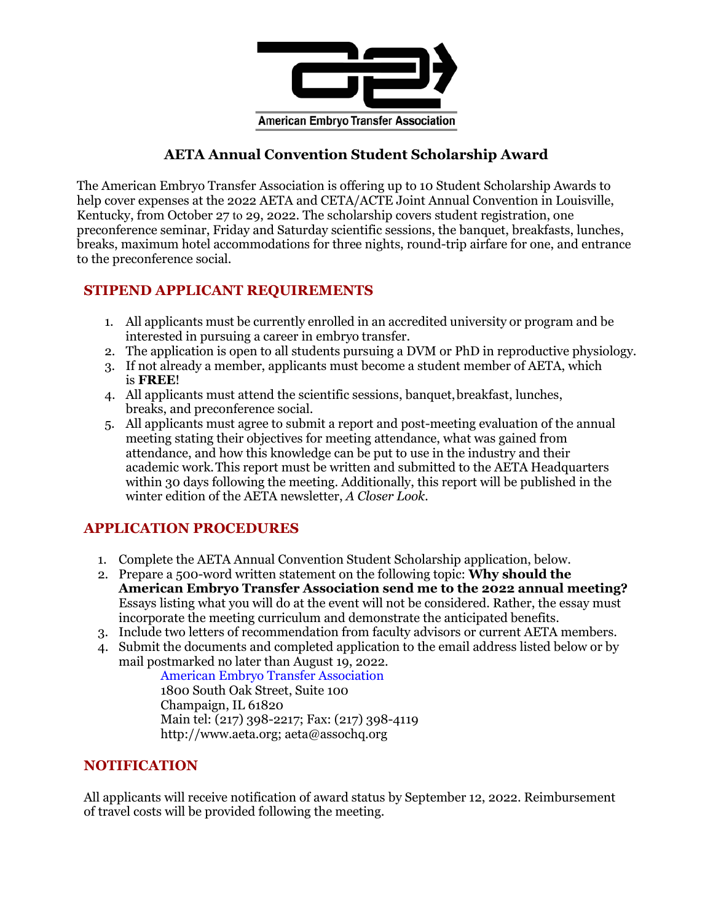American Embryo Transfer Association

# AETA Annual Convention Student Scholarship Award

The American Embryo Transfer Association is offering up to 10 Student Scholarship Awards to help cover expenses at the 2022 AETA and CETA/ACTE Joint Annual Convention in Louisville, Kentucky, from October 27 to 29, 2022. The scholarship covers student registration, one preconference seminar, Friday and Saturday scientific sessions, the banquet, breakfasts, lunches, breaks, maximum hotel accommodations for three nights, round-trip airfare for one, and entrance to the preconference social.

## STIPEND APPLICANT REQUIREMENTS

1. All applicants must be currently enrolled in an accredited university or program and be interested in pursuing a career in embryo transfer.
2. The application is open to all students pursuing a DVM or PhD in reproductive physiology.
3. If not already a member, applicants must become a student member of AETA, which is **FREE**!
4. All applicants must attend the scientific sessions, banquet, breakfast, lunches, breaks, and preconference social.
5. All applicants must agree to submit a report and post-meeting evaluation of the annual meeting stating their objectives for meeting attendance, what was gained from attendance, and how this knowledge can be put to use in the industry and their academic work. This report must be written and submitted to the AETA Headquarters within 30 days following the meeting. Additionally, this report will be published in the winter edition of the AETA newsletter, *A Closer Look*.

## APPLICATION PROCEDURES

1. Complete the AETA Annual Convention Student Scholarship application, below.
2. Prepare a 500-word written statement on the following topic: **Why should the American Embryo Transfer Association send me to the 2022 annual meeting?** Essays listing what you will do at the event will not be considered. Rather, the essay must incorporate the meeting curriculum and demonstrate the anticipated benefits.
3. Include two letters of recommendation from faculty advisors or current AETA members.
4. Submit the documents and completed application to the email address listed below or by mail postmarked no later than August 19, 2022.

   American Embryo Transfer Association
   1800 South Oak Street, Suite 100
   Champaign, IL 61820
   Main tel: (217) 398-2217; Fax: (217) 398-4119
   http://www.aeta.org; aeta@assochq.org

## NOTIFICATION

All applicants will receive notification of award status by September 12, 2022. Reimbursement of travel costs will be provided following the meeting.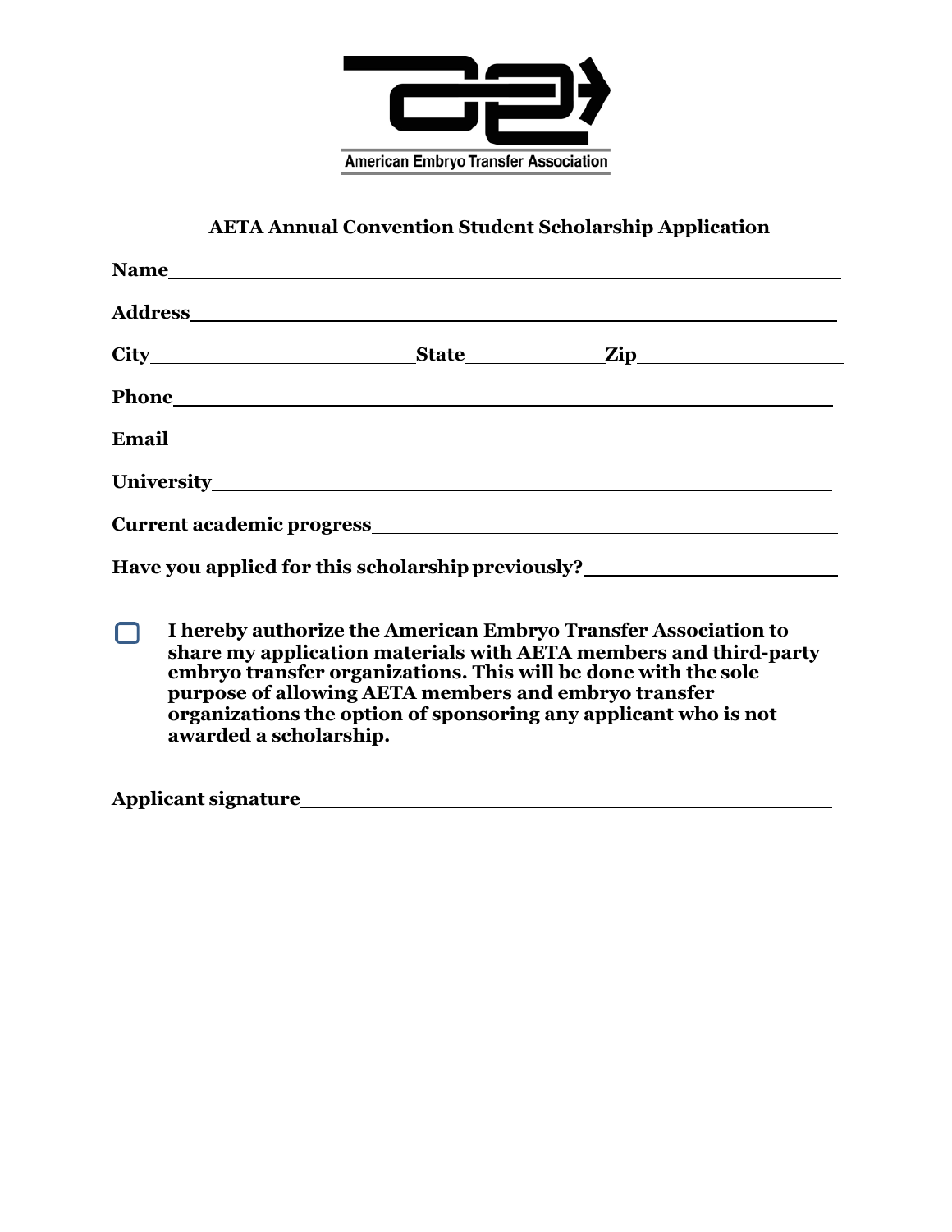American Embryo Transfer Association

## AETA Annual Convention Student Scholarship Application

**Name** \_\_\_\_\_\_\_\_\_\_\_\_\_\_\_\_\_\_\_\_\_\_\_\_\_\_\_\_\_\_\_\_\_\_\_\_\_\_\_\_

**Address** \_\_\_\_\_\_\_\_\_\_\_\_\_\_\_\_\_\_\_\_\_\_\_\_\_\_\_\_\_\_\_\_\_\_\_\_\_\_\_\_

**City** \_\_\_\_\_\_\_\_\_\_\_\_\_\_\_\_ **State** \_\_\_\_\_\_\_\_ **Zip** \_\_\_\_\_\_\_\_\_\_\_\_

**Phone** \_\_\_\_\_\_\_\_\_\_\_\_\_\_\_\_\_\_\_\_\_\_\_\_\_\_\_\_\_\_\_\_\_\_\_\_\_\_\_\_

**Email** \_\_\_\_\_\_\_\_\_\_\_\_\_\_\_\_\_\_\_\_\_\_\_\_\_\_\_\_\_\_\_\_\_\_\_\_\_\_\_\_

**University** \_\_\_\_\_\_\_\_\_\_\_\_\_\_\_\_\_\_\_\_\_\_\_\_\_\_\_\_\_\_\_\_\_\_\_\_\_\_\_\_

**Current academic progress** \_\_\_\_\_\_\_\_\_\_\_\_\_\_\_\_\_\_\_\_\_\_\_\_\_\_\_\_\_\_

**Have you applied for this scholarship previously?** \_\_\_\_\_\_\_\_\_\_\_\_\_\_\_\_

- [ ] **I hereby authorize the American Embryo Transfer Association to share my application materials with AETA members and third-party embryo transfer organizations. This will be done with the sole purpose of allowing AETA members and embryo transfer organizations the option of sponsoring any applicant who is not awarded a scholarship.**

**Applicant signature** \_\_\_\_\_\_\_\_\_\_\_\_\_\_\_\_\_\_\_\_\_\_\_\_\_\_\_\_\_\_\_\_\_\_\_\_